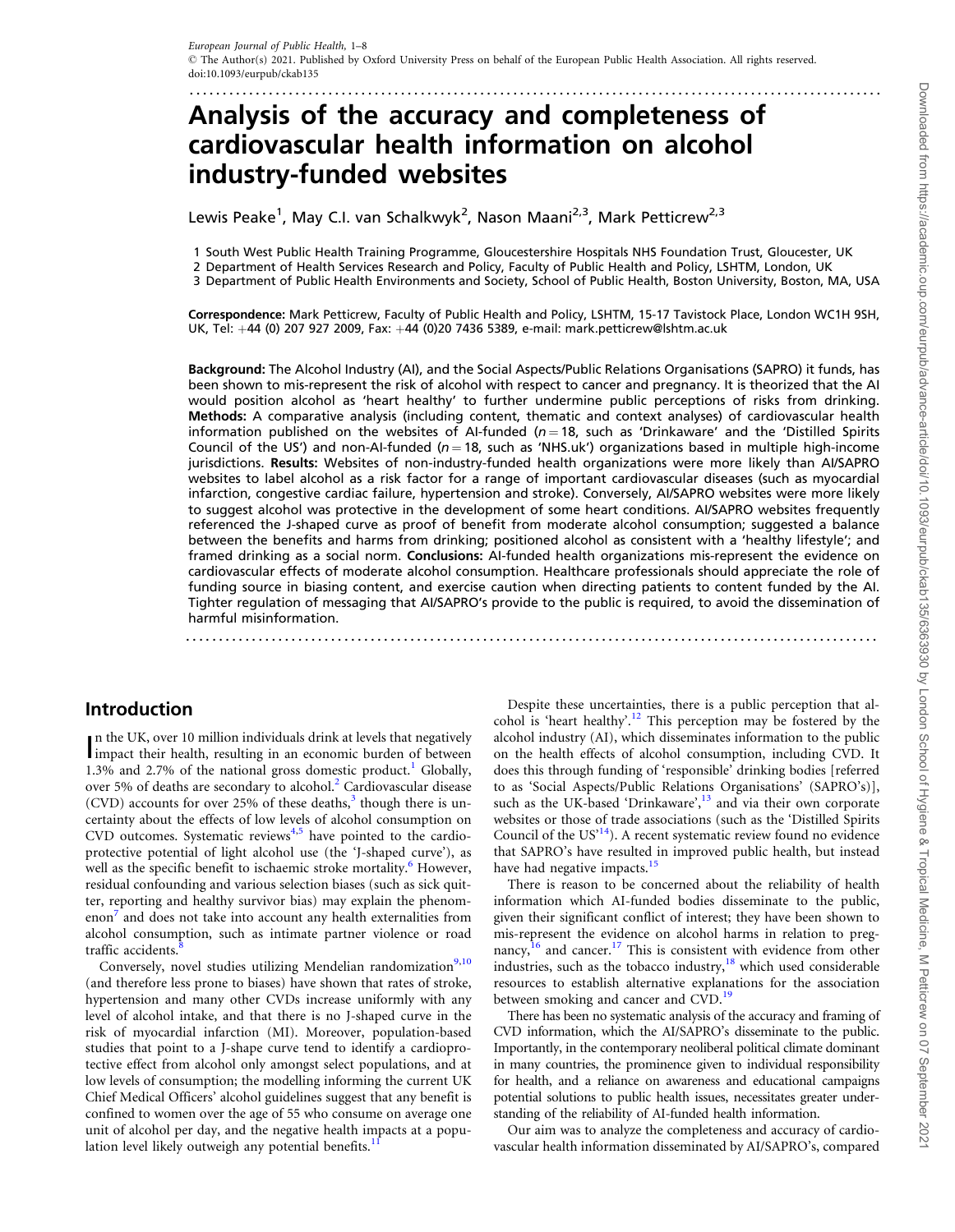# Analysis of the accuracy and completeness of cardiovascular health information on alcohol industry-funded websites

Lewis Peake[1], May C.I. van Schalkwyk[2], Nason Maani[2,3], Mark Petticrew[2,3]

1 South West Public Health Training Programme, Gloucestershire Hospitals NHS Foundation Trust, Gloucester, UK
2 Department of Health Services Research and Policy, Faculty of Public Health and Policy, LSHTM, London, UK
3 Department of Public Health Environments and Society, School of Public Health, Boston University, Boston, MA, USA

**Correspondence:** Mark Petticrew, Faculty of Public Health and Policy, LSHTM, 15-17 Tavistock Place, London WC1H 9SH, UK, Tel: +44 (0) 207 927 2009, Fax: +44 (0)20 7436 5389, e-mail: mark.petticrew@lshtm.ac.uk

**Background:** The Alcohol Industry (AI), and the Social Aspects/Public Relations Organisations (SAPRO) it funds, has been shown to mis-represent the risk of alcohol with respect to cancer and pregnancy. It is theorized that the AI would position alcohol as 'heart healthy' to further undermine public perceptions of risks from drinking. **Methods:** A comparative analysis (including content, thematic and context analyses) of cardiovascular health information published on the websites of AI-funded ($n = 18$, such as 'Drinkaware' and the 'Distilled Spirits Council of the US') and non-AI-funded ($n = 18$, such as 'NHS.uk') organizations based in multiple high-income jurisdictions. **Results:** Websites of non-industry-funded health organizations were more likely than AI/SAPRO websites to label alcohol as a risk factor for a range of important cardiovascular diseases (such as myocardial infarction, congestive cardiac failure, hypertension and stroke). Conversely, AI/SAPRO websites were more likely to suggest alcohol was protective in the development of some heart conditions. AI/SAPRO websites frequently referenced the J-shaped curve as proof of benefit from moderate alcohol consumption; suggested a balance between the benefits and harms from drinking; positioned alcohol as consistent with a 'healthy lifestyle'; and framed drinking as a social norm. **Conclusions:** AI-funded health organizations mis-represent the evidence on cardiovascular effects of moderate alcohol consumption. Healthcare professionals should appreciate the role of funding source in biasing content, and exercise caution when directing patients to content funded by the AI. Tighter regulation of messaging that AI/SAPRO's provide to the public is required, to avoid the dissemination of harmful misinformation.

## Introduction

In the UK, over 10 million individuals drink at levels that negatively impact their health, resulting in an economic burden of between 1.3% and 2.7% of the national gross domestic product.[1] Globally, over 5% of deaths are secondary to alcohol.[2] Cardiovascular disease (CVD) accounts for over 25% of these deaths,[3] though there is uncertainty about the effects of low levels of alcohol consumption on CVD outcomes. Systematic reviews[4,5] have pointed to the cardioprotective potential of light alcohol use (the 'J-shaped curve'), as well as the specific benefit to ischaemic stroke mortality.[6] However, residual confounding and various selection biases (such as sick quitter, reporting and healthy survivor bias) may explain the phenomenon[7] and does not take into account any health externalities from alcohol consumption, such as intimate partner violence or road traffic accidents.[8]

Conversely, novel studies utilizing Mendelian randomization[9,10] (and therefore less prone to biases) have shown that rates of stroke, hypertension and many other CVDs increase uniformly with any level of alcohol intake, and that there is no J-shaped curve in the risk of myocardial infarction (MI). Moreover, population-based studies that point to a J-shape curve tend to identify a cardioprotective effect from alcohol only amongst select populations, and at low levels of consumption; the modelling informing the current UK Chief Medical Officers' alcohol guidelines suggest that any benefit is confined to women over the age of 55 who consume on average one unit of alcohol per day, and the negative health impacts at a population level likely outweigh any potential benefits.[11]

Despite these uncertainties, there is a public perception that alcohol is 'heart healthy'.[12] This perception may be fostered by the alcohol industry (AI), which disseminates information to the public on the health effects of alcohol consumption, including CVD. It does this through funding of 'responsible' drinking bodies [referred to as 'Social Aspects/Public Relations Organisations' (SAPRO's)], such as the UK-based 'Drinkaware',[13] and via their own corporate websites or those of trade associations (such as the 'Distilled Spirits Council of the US'[14]). A recent systematic review found no evidence that SAPRO's have resulted in improved public health, but instead have had negative impacts.[15]

There is reason to be concerned about the reliability of health information which AI-funded bodies disseminate to the public, given their significant conflict of interest; they have been shown to mis-represent the evidence on alcohol harms in relation to pregnancy,[16] and cancer.[17] This is consistent with evidence from other industries, such as the tobacco industry,[18] which used considerable resources to establish alternative explanations for the association between smoking and cancer and CVD.[19]

There has been no systematic analysis of the accuracy and framing of CVD information, which the AI/SAPRO's disseminate to the public. Importantly, in the contemporary neoliberal political climate dominant in many countries, the prominence given to individual responsibility for health, and a reliance on awareness and educational campaigns potential solutions to public health issues, necessitates greater understanding of the reliability of AI-funded health information.

Our aim was to analyze the completeness and accuracy of cardiovascular health information disseminated by AI/SAPRO's, compared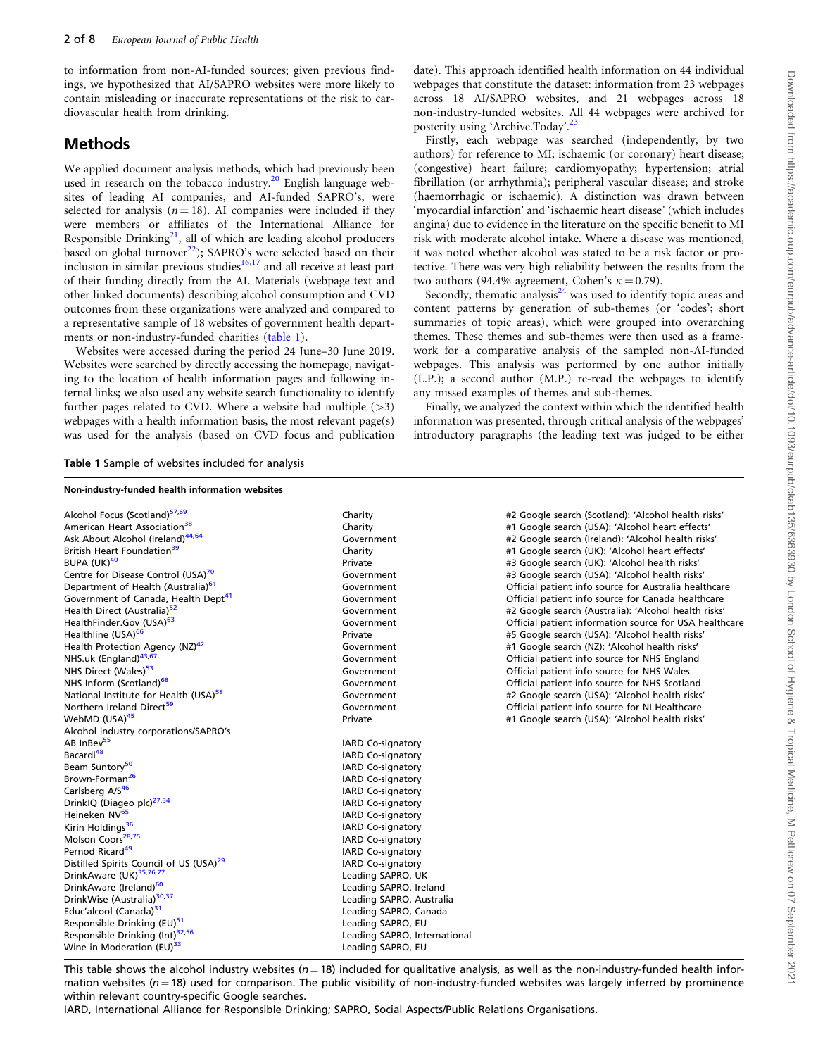to information from non-AI-funded sources; given previous findings, we hypothesized that AI/SAPRO websites were more likely to contain misleading or inaccurate representations of the risk to cardiovascular health from drinking.

## Methods

We applied document analysis methods, which had previously been used in research on the tobacco industry.[20] English language websites of leading AI companies, and AI-funded SAPRO's, were selected for analysis ($n = 18$). AI companies were included if they were members or affiliates of the International Alliance for Responsible Drinking[21], all of which are leading alcohol producers based on global turnover[22]); SAPRO's were selected based on their inclusion in similar previous studies[16,17] and all receive at least part of their funding directly from the AI. Materials (webpage text and other linked documents) describing alcohol consumption and CVD outcomes from these organizations were analyzed and compared to a representative sample of 18 websites of government health departments or non-industry-funded charities (table 1).

Websites were accessed during the period 24 June–30 June 2019. Websites were searched by directly accessing the homepage, navigating to the location of health information pages and following internal links; we also used any website search functionality to identify further pages related to CVD. Where a website had multiple (>3) webpages with a health information basis, the most relevant page(s) was used for the analysis (based on CVD focus and publication date). This approach identified health information on 44 individual webpages that constitute the dataset: information from 23 webpages across 18 AI/SAPRO websites, and 21 webpages across 18 non-industry-funded websites. All 44 webpages were archived for posterity using 'Archive.Today'.[23]

Firstly, each webpage was searched (independently, by two authors) for reference to MI; ischaemic (or coronary) heart disease; (congestive) heart failure; cardiomyopathy; hypertension; atrial fibrillation (or arrhythmia); peripheral vascular disease; and stroke (haemorrhagic or ischaemic). A distinction was drawn between 'myocardial infarction' and 'ischaemic heart disease' (which includes angina) due to evidence in the literature on the specific benefit to MI risk with moderate alcohol intake. Where a disease was mentioned, it was noted whether alcohol was stated to be a risk factor or protective. There was very high reliability between the results from the two authors (94.4% agreement, Cohen's $\kappa = 0.79$).

Secondly, thematic analysis[24] was used to identify topic areas and content patterns by generation of sub-themes (or 'codes'; short summaries of topic areas), which were grouped into overarching themes. These themes and sub-themes were then used as a framework for a comparative analysis of the sampled non-AI-funded webpages. This analysis was performed by one author initially (L.P.); a second author (M.P.) re-read the webpages to identify any missed examples of themes and sub-themes.

Finally, we analyzed the context within which the identified health information was presented, through critical analysis of the webpages' introductory paragraphs (the leading text was judged to be either

**Table 1** Sample of websites included for analysis

| Non-industry-funded health information websites | | |
|---|---|---|
| Alcohol Focus (Scotland)[57,69] | Charity | #2 Google search (Scotland): 'Alcohol health risks' |
| American Heart Association[38] | Charity | #1 Google search (USA): 'Alcohol heart effects' |
| Ask About Alcohol (Ireland)[44,64] | Government | #2 Google search (Ireland): 'Alcohol health risks' |
| British Heart Foundation[39] | Charity | #1 Google search (UK): 'Alcohol heart effects' |
| BUPA (UK)[40] | Private | #3 Google search (UK): 'Alcohol health risks' |
| Centre for Disease Control (USA)[70] | Government | #3 Google search (USA): 'Alcohol health risks' |
| Department of Health (Australia)[61] | Government | Official patient info source for Australia healthcare |
| Government of Canada, Health Dept[41] | Government | Official patient info source for Canada healthcare |
| Health Direct (Australia)[52] | Government | #2 Google search (Australia): 'Alcohol health risks' |
| HealthFinder.Gov (USA)[63] | Government | Official patient information source for USA healthcare |
| Healthline (USA)[66] | Private | #5 Google search (USA): 'Alcohol health risks' |
| Health Protection Agency (NZ)[42] | Government | #1 Google search (NZ): 'Alcohol health risks' |
| NHS.uk (England)[43,67] | Government | Official patient info source for NHS England |
| NHS Direct (Wales)[53] | Government | Official patient info source for NHS Wales |
| NHS Inform (Scotland)[68] | Government | Official patient info source for NHS Scotland |
| National Institute for Health (USA)[58] | Government | #2 Google search (USA): 'Alcohol health risks' |
| Northern Ireland Direct[59] | Government | Official patient info source for NI Healthcare |
| WebMD (USA)[45] | Private | #1 Google search (USA): 'Alcohol health risks' |
| Alcohol industry corporations/SAPRO's | | |
| AB InBev[55] | IARD Co-signatory | |
| Bacardi[48] | IARD Co-signatory | |
| Beam Suntory[50] | IARD Co-signatory | |
| Brown-Forman[26] | IARD Co-signatory | |
| Carlsberg A/S[46] | IARD Co-signatory | |
| DrinkIQ (Diageo plc)[27,34] | IARD Co-signatory | |
| Heineken NV[65] | IARD Co-signatory | |
| Kirin Holdings[36] | IARD Co-signatory | |
| Molson Coors[28,75] | IARD Co-signatory | |
| Pernod Ricard[49] | IARD Co-signatory | |
| Distilled Spirits Council of US (USA)[29] | IARD Co-signatory | |
| DrinkAware (UK)[35,76,77] | Leading SAPRO, UK | |
| DrinkAware (Ireland)[60] | Leading SAPRO, Ireland | |
| DrinkWise (Australia)[30,37] | Leading SAPRO, Australia | |
| Educ'alcool (Canada)[31] | Leading SAPRO, Canada | |
| Responsible Drinking (EU)[51] | Leading SAPRO, EU | |
| Responsible Drinking (Int)[32,56] | Leading SAPRO, International | |
| Wine in Moderation (EU)[33] | Leading SAPRO, EU | |

This table shows the alcohol industry websites ($n = 18$) included for qualitative analysis, as well as the non-industry-funded health information websites ($n = 18$) used for comparison. The public visibility of non-industry-funded websites was largely inferred by prominence within relevant country-specific Google searches.

IARD, International Alliance for Responsible Drinking; SAPRO, Social Aspects/Public Relations Organisations.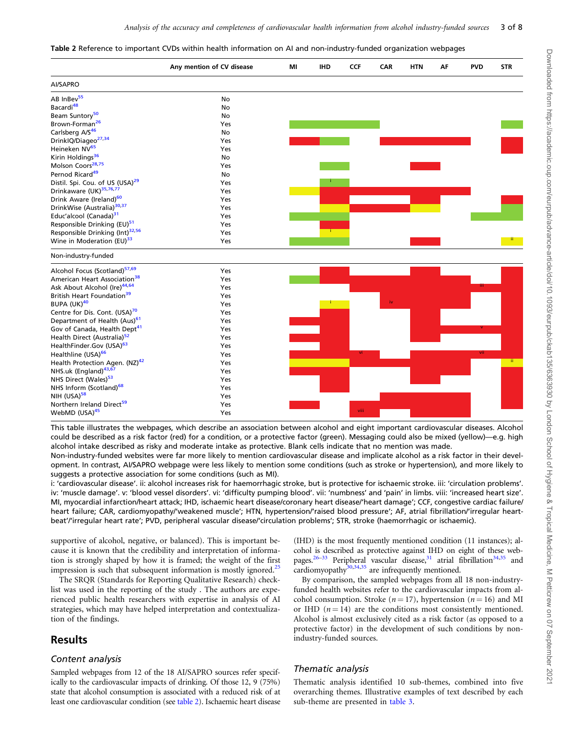**Table 2** Reference to important CVDs within health information on AI and non-industry-funded organization webpages

| | Any mention of CV disease | MI | IHD | CCF | CAR | HTN | AF | PVD | STR |
|---|---|---|---|---|---|---|---|---|---|
| **AI/SAPRO** | | | | | | | | | |
| AB InBev[55] | No | | | | | | | | |
| Bacardi[48] | No | | | | | | | | |
| Beam Suntory[50] | No | | | | | | | | |
| Brown-Forman[26] | Yes | Green | Green | Green | | | | | Green |
| Carlsberg A/S[46] | No | | | | | | | | |
| DrinkIQ/Diageo[27,34] | Yes | Red | Green | | Red | Red | Red | | Red |
| Heineken NV[65] | Yes | | | | | | | | Red |
| Kirin Holdings[36] | No | | | | | | | | |
| Molson Coors[28,75] | Yes | | Green | | | Red | | | |
| Pernod Ricard[49] | No | | | | | | | | |
| Distil. Spi. Cou. of US (USA)[29] | Yes | | Green (i) | | | | | | |
| Drinkaware (UK)[35,76,77] | Yes | Yellow | Red | Red | Red | Red | Red | | |
| Drink Aware (Ireland)[60] | Yes | | Red | | | Red | | | Red |
| DrinkWise (Australia)[30,37] | Yes | | Yellow | Red | Red | Yellow | | | Green |
| Educ'alcool (Canada)[31] | Yes | Green | Green | | | | | Green | Green |
| Responsible Drinking (EU)[51] | Yes | | Red | | | | | | |
| Responsible Drinking (Int)[32,56] | Yes | | Yellow (i) | | | | | | |
| Wine in Moderation (EU)[33] | Yes | Green | Green | | | Red | | | Yellow (ii) |
| **Non-industry-funded** | | | | | | | | | |
| Alcohol Focus (Scotland)[57,69] | Yes | | Red | | | Red | | | Red |
| American Heart Association[38] | Yes | Green | Red | | | Red | | | Red |
| Ask About Alcohol (Ire)[44,64] | Yes | | Red | Red | Red | Red | Red | Red (iii) | Red |
| British Heart Foundation[39] | Yes | | Red | Red | Red | Red | Red | | Red |
| BUPA (UK)[40] | Yes | | Yellow (i) | | Red (iv) | Red | Red | | Red |
| Centre for Dis. Cont. (USA)[70] | Yes | | Red | | | Red | Red | | Red |
| Department of Health (Aus)[61] | Yes | Red | Red | | | Red | | | Red |
| Gov of Canada, Health Dept[41] | Yes | | Red | | | Red | Red | Red (v) | Red |
| Health Direct (Australia)[52] | Yes | Red | Red | | | Red | | | Red |
| HealthFinder.Gov (USA)[63] | Yes | | Red | | | Red | | | Red |
| Healthline (USA)[66] | Yes | Red | Red | Red (vi) | | Red | Red | Red (vii) | Red |
| Health Protection Agen. (NZ)[42] | Yes | Yellow | Yellow | Red | Red | Red | Red | | Yellow (ii) |
| NHS.uk (England)[43,67] | Yes | Red | Red | | | Red | Red | | Red |
| NHS Direct (Wales)[53] | Yes | | Red | | | Red | | | Red |
| NHS Inform (Scotland)[68] | Yes | | Red | | | | | | Red |
| NIH (USA)[58] | Yes | | | | Red | Red | Red | | Red |
| Northern Ireland Direct[59] | Yes | Red | | | Red | Red | Red | | Red |
| WebMD (USA)[45] | Yes | | | Red (viii) | Red | Red | Red | | |

This table illustrates the webpages, which describe an association between alcohol and eight important cardiovascular diseases. Alcohol could be described as a risk factor (red) for a condition, or a protective factor (green). Messaging could also be mixed (yellow)—e.g. high alcohol intake described as risky and moderate intake as protective. Blank cells indicate that no mention was made.

Non-industry-funded websites were far more likely to mention cardiovascular disease and implicate alcohol as a risk factor in their development. In contrast, AI/SAPRO webpage were less likely to mention some conditions (such as stroke or hypertension), and more likely to suggests a protective association for some conditions (such as MI).

i: 'cardiovascular disease'. ii: alcohol increases risk for haemorrhagic stroke, but is protective for ischaemic stroke. iii: 'circulation problems'. iv: 'muscle damage'. v: 'blood vessel disorders'. vi: 'difficulty pumping blood'. vii: 'numbness' and 'pain' in limbs. viii: 'increased heart size'. MI, myocardial infarction/heart attack; IHD, ischaemic heart disease/coronary heart disease/'heart damage'; CCF, congestive cardiac failure/heart failure; CAR, cardiomyopathy/'weakened muscle'; HTN, hypertension/'raised blood pressure'; AF, atrial fibrillation/'irregular heartbeat'/'irregular heart rate'; PVD, peripheral vascular disease/'circulation problems'; STR, stroke (haemorrhagic or ischaemic).

supportive of alcohol, negative, or balanced). This is important because it is known that the credibility and interpretation of information is strongly shaped by how it is framed; the weight of the first impression is such that subsequent information is mostly ignored.[25]

The SRQR (Standards for Reporting Qualitative Research) checklist was used in the reporting of the study . The authors are experienced public health researchers with expertise in analysis of AI strategies, which may have helped interpretation and contextualization of the findings.

## Results

### Content analysis

Sampled webpages from 12 of the 18 AI/SAPRO sources refer specifically to the cardiovascular impacts of drinking. Of those 12, 9 (75%) state that alcohol consumption is associated with a reduced risk of at least one cardiovascular condition (see table 2). Ischaemic heart disease (IHD) is the most frequently mentioned condition (11 instances); alcohol is described as protective against IHD on eight of these webpages.[26–33] Peripheral vascular disease,[31] atrial fibrillation[34,35] and cardiomyopathy[30,34,35] are infrequently mentioned.

By comparison, the sampled webpages from all 18 non-industry-funded health websites refer to the cardiovascular impacts from alcohol consumption. Stroke ($n = 17$), hypertension ($n = 16$) and MI or IHD ($n = 14$) are the conditions most consistently mentioned. Alcohol is almost exclusively cited as a risk factor (as opposed to a protective factor) in the development of such conditions by non-industry-funded sources.

### Thematic analysis

Thematic analysis identified 10 sub-themes, combined into five overarching themes. Illustrative examples of text described by each sub-theme are presented in table 3.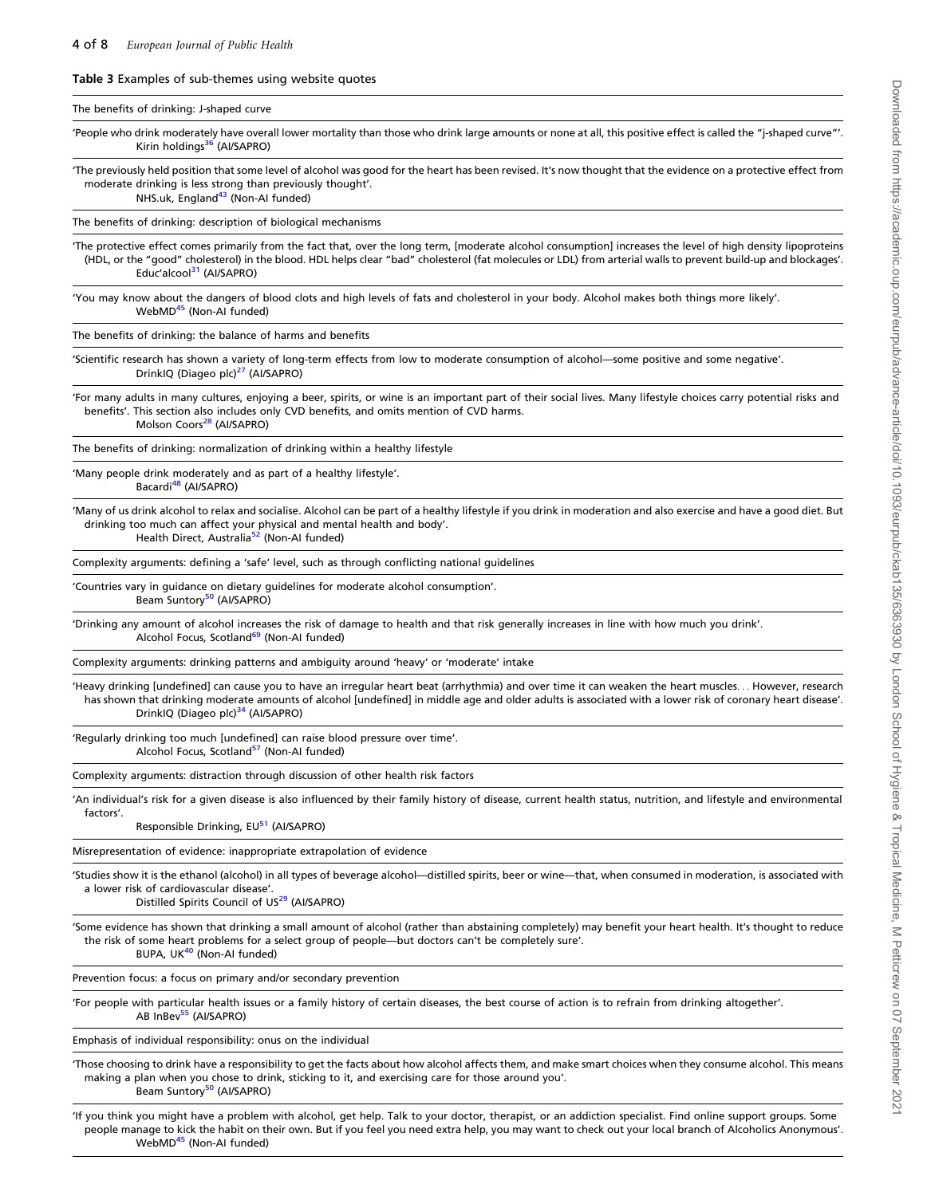**Table 3** Examples of sub-themes using website quotes

| |
|---|
| **The benefits of drinking: J-shaped curve** |
| 'People who drink moderately have overall lower mortality than those who drink large amounts or none at all, this positive effect is called the "j-shaped curve"'. Kirin holdings[36] (AI/SAPRO) |
| 'The previously held position that some level of alcohol was good for the heart has been revised. It's now thought that the evidence on a protective effect from moderate drinking is less strong than previously thought'. NHS.uk, England[43] (Non-AI funded) |
| **The benefits of drinking: description of biological mechanisms** |
| 'The protective effect comes primarily from the fact that, over the long term, [moderate alcohol consumption] increases the level of high density lipoproteins (HDL, or the "good" cholesterol) in the blood. HDL helps clear "bad" cholesterol (fat molecules or LDL) from arterial walls to prevent build-up and blockages'. Educ'alcool[31] (AI/SAPRO) |
| 'You may know about the dangers of blood clots and high levels of fats and cholesterol in your body. Alcohol makes both things more likely'. WebMD[45] (Non-AI funded) |
| **The benefits of drinking: the balance of harms and benefits** |
| 'Scientific research has shown a variety of long-term effects from low to moderate consumption of alcohol—some positive and some negative'. DrinkIQ (Diageo plc)[27] (AI/SAPRO) |
| 'For many adults in many cultures, enjoying a beer, spirits, or wine is an important part of their social lives. Many lifestyle choices carry potential risks and benefits'. This section also includes only CVD benefits, and omits mention of CVD harms. Molson Coors[28] (AI/SAPRO) |
| **The benefits of drinking: normalization of drinking within a healthy lifestyle** |
| 'Many people drink moderately and as part of a healthy lifestyle'. Bacardi[48] (AI/SAPRO) |
| 'Many of us drink alcohol to relax and socialise. Alcohol can be part of a healthy lifestyle if you drink in moderation and also exercise and have a good diet. But drinking too much can affect your physical and mental health and body'. Health Direct, Australia[52] (Non-AI funded) |
| **Complexity arguments: defining a 'safe' level, such as through conflicting national guidelines** |
| 'Countries vary in guidance on dietary guidelines for moderate alcohol consumption'. Beam Suntory[50] (AI/SAPRO) |
| 'Drinking any amount of alcohol increases the risk of damage to health and that risk generally increases in line with how much you drink'. Alcohol Focus, Scotland[69] (Non-AI funded) |
| **Complexity arguments: drinking patterns and ambiguity around 'heavy' or 'moderate' intake** |
| 'Heavy drinking [undefined] can cause you to have an irregular heart beat (arrhythmia) and over time it can weaken the heart muscles… However, research has shown that drinking moderate amounts of alcohol [undefined] in middle age and older adults is associated with a lower risk of coronary heart disease'. DrinkIQ (Diageo plc)[34] (AI/SAPRO) |
| 'Regularly drinking too much [undefined] can raise blood pressure over time'. Alcohol Focus, Scotland[57] (Non-AI funded) |
| **Complexity arguments: distraction through discussion of other health risk factors** |
| 'An individual's risk for a given disease is also influenced by their family history of disease, current health status, nutrition, and lifestyle and environmental factors'. Responsible Drinking, EU[51] (AI/SAPRO) |
| **Misrepresentation of evidence: inappropriate extrapolation of evidence** |
| 'Studies show it is the ethanol (alcohol) in all types of beverage alcohol—distilled spirits, beer or wine—that, when consumed in moderation, is associated with a lower risk of cardiovascular disease'. Distilled Spirits Council of US[29] (AI/SAPRO) |
| 'Some evidence has shown that drinking a small amount of alcohol (rather than abstaining completely) may benefit your heart health. It's thought to reduce the risk of some heart problems for a select group of people—but doctors can't be completely sure'. BUPA, UK[40] (Non-AI funded) |
| **Prevention focus: a focus on primary and/or secondary prevention** |
| 'For people with particular health issues or a family history of certain diseases, the best course of action is to refrain from drinking altogether'. AB InBev[55] (AI/SAPRO) |
| **Emphasis of individual responsibility: onus on the individual** |
| 'Those choosing to drink have a responsibility to get the facts about how alcohol affects them, and make smart choices when they consume alcohol. This means making a plan when you chose to drink, sticking to it, and exercising care for those around you'. Beam Suntory[50] (AI/SAPRO) |
| 'If you think you might have a problem with alcohol, get help. Talk to your doctor, therapist, or an addiction specialist. Find online support groups. Some people manage to kick the habit on their own. But if you feel you need extra help, you may want to check out your local branch of Alcoholics Anonymous'. WebMD[45] (Non-AI funded) |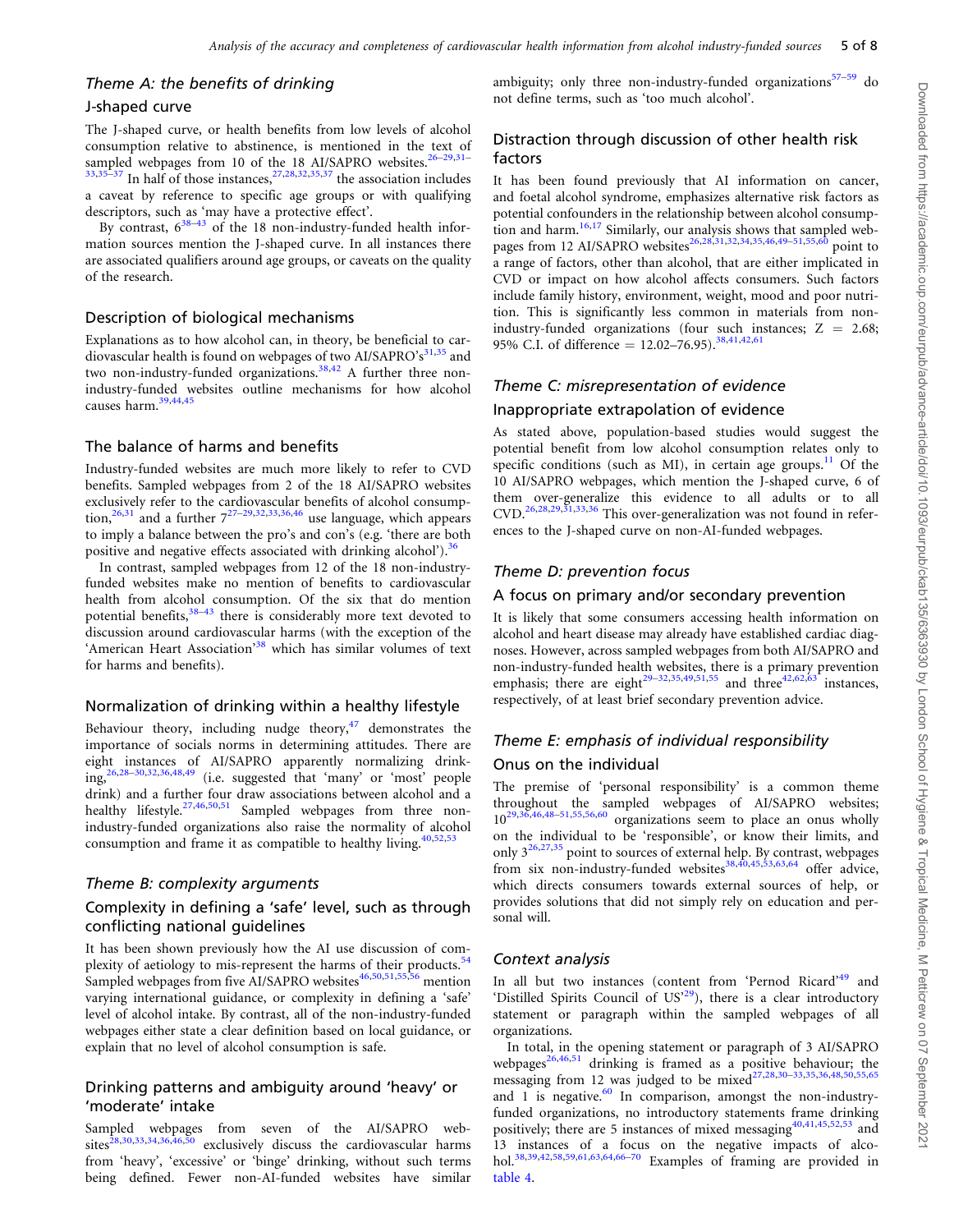### *Theme A: the benefits of drinking*

#### J-shaped curve

The J-shaped curve, or health benefits from low levels of alcohol consumption relative to abstinence, is mentioned in the text of sampled webpages from 10 of the 18 AI/SAPRO websites.[26–29,31–33,35–37] In half of those instances,[27,28,32,35,37] the association includes a caveat by reference to specific age groups or with qualifying descriptors, such as 'may have a protective effect'.

By contrast, 6[38–43] of the 18 non-industry-funded health information sources mention the J-shaped curve. In all instances there are associated qualifiers around age groups, or caveats on the quality of the research.

#### Description of biological mechanisms

Explanations as to how alcohol can, in theory, be beneficial to cardiovascular health is found on webpages of two AI/SAPRO's[31,35] and two non-industry-funded organizations.[38,42] A further three non-industry-funded websites outline mechanisms for how alcohol causes harm.[39,44,45]

#### The balance of harms and benefits

Industry-funded websites are much more likely to refer to CVD benefits. Sampled webpages from 2 of the 18 AI/SAPRO websites exclusively refer to the cardiovascular benefits of alcohol consumption,[26,31] and a further 7[27–29,32,33,36,46] use language, which appears to imply a balance between the pro's and con's (e.g. 'there are both positive and negative effects associated with drinking alcohol').[36]

In contrast, sampled webpages from 12 of the 18 non-industry-funded websites make no mention of benefits to cardiovascular health from alcohol consumption. Of the six that do mention potential benefits,[38–43] there is considerably more text devoted to discussion around cardiovascular harms (with the exception of the 'American Heart Association'[38] which has similar volumes of text for harms and benefits).

#### Normalization of drinking within a healthy lifestyle

Behaviour theory, including nudge theory,[47] demonstrates the importance of socials norms in determining attitudes. There are eight instances of AI/SAPRO apparently normalizing drinking,[26,28–30,32,36,48,49] (i.e. suggested that 'many' or 'most' people drink) and a further four draw associations between alcohol and a healthy lifestyle.[27,46,50,51] Sampled webpages from three non-industry-funded organizations also raise the normality of alcohol consumption and frame it as compatible to healthy living.[40,52,53]

### *Theme B: complexity arguments*

#### Complexity in defining a 'safe' level, such as through conflicting national guidelines

It has been shown previously how the AI use discussion of complexity of aetiology to mis-represent the harms of their products.[54] Sampled webpages from five AI/SAPRO websites[46,50,51,55,56] mention varying international guidance, or complexity in defining a 'safe' level of alcohol intake. By contrast, all of the non-industry-funded webpages either state a clear definition based on local guidance, or explain that no level of alcohol consumption is safe.

#### Drinking patterns and ambiguity around 'heavy' or 'moderate' intake

Sampled webpages from seven of the AI/SAPRO websites[28,30,33,34,36,46,50] exclusively discuss the cardiovascular harms from 'heavy', 'excessive' or 'binge' drinking, without such terms being defined. Fewer non-AI-funded websites have similar ambiguity; only three non-industry-funded organizations[57–59] do not define terms, such as 'too much alcohol'.

#### Distraction through discussion of other health risk factors

It has been found previously that AI information on cancer, and foetal alcohol syndrome, emphasizes alternative risk factors as potential confounders in the relationship between alcohol consumption and harm.[16,17] Similarly, our analysis shows that sampled webpages from 12 AI/SAPRO websites[26,28,31,32,34,35,46,49–51,55,60] point to a range of factors, other than alcohol, that are either implicated in CVD or impact on how alcohol affects consumers. Such factors include family history, environment, weight, mood and poor nutrition. This is significantly less common in materials from non-industry-funded organizations (four such instances; $Z = 2.68$; 95% C.I. of difference = 12.02–76.95).[38,41,42,61]

### *Theme C: misrepresentation of evidence*

#### Inappropriate extrapolation of evidence

As stated above, population-based studies would suggest the potential benefit from low alcohol consumption relates only to specific conditions (such as MI), in certain age groups.[11] Of the 10 AI/SAPRO webpages, which mention the J-shaped curve, 6 of them over-generalize this evidence to all adults or to all CVD.[26,28,29,31,33,36] This over-generalization was not found in references to the J-shaped curve on non-AI-funded webpages.

### *Theme D: prevention focus*

#### A focus on primary and/or secondary prevention

It is likely that some consumers accessing health information on alcohol and heart disease may already have established cardiac diagnoses. However, across sampled webpages from both AI/SAPRO and non-industry-funded health websites, there is a primary prevention emphasis; there are eight[29–32,35,49,51,55] and three[42,62,63] instances, respectively, of at least brief secondary prevention advice.

### *Theme E: emphasis of individual responsibility*

#### Onus on the individual

The premise of 'personal responsibility' is a common theme throughout the sampled webpages of AI/SAPRO websites; 10[29,36,46,48–51,55,56,60] organizations seem to place an onus wholly on the individual to be 'responsible', or know their limits, and only 3[26,27,35] point to sources of external help. By contrast, webpages from six non-industry-funded websites[38,40,45,53,63,64] offer advice, which directs consumers towards external sources of help, or provides solutions that did not simply rely on education and personal will.

#### Context analysis

In all but two instances (content from 'Pernod Ricard'[49] and 'Distilled Spirits Council of US'[29]), there is a clear introductory statement or paragraph within the sampled webpages of all organizations.

In total, in the opening statement or paragraph of 3 AI/SAPRO webpages[26,46,51] drinking is framed as a positive behaviour; the messaging from 12 was judged to be mixed[27,28,30–33,35,36,48,50,55,65] and 1 is negative.[60] In comparison, amongst the non-industry-funded organizations, no introductory statements frame drinking positively; there are 5 instances of mixed messaging[40,41,45,52,53] and 13 instances of a focus on the negative impacts of alcohol.[38,39,42,58,59,61,63,64,66–70] Examples of framing are provided in table 4.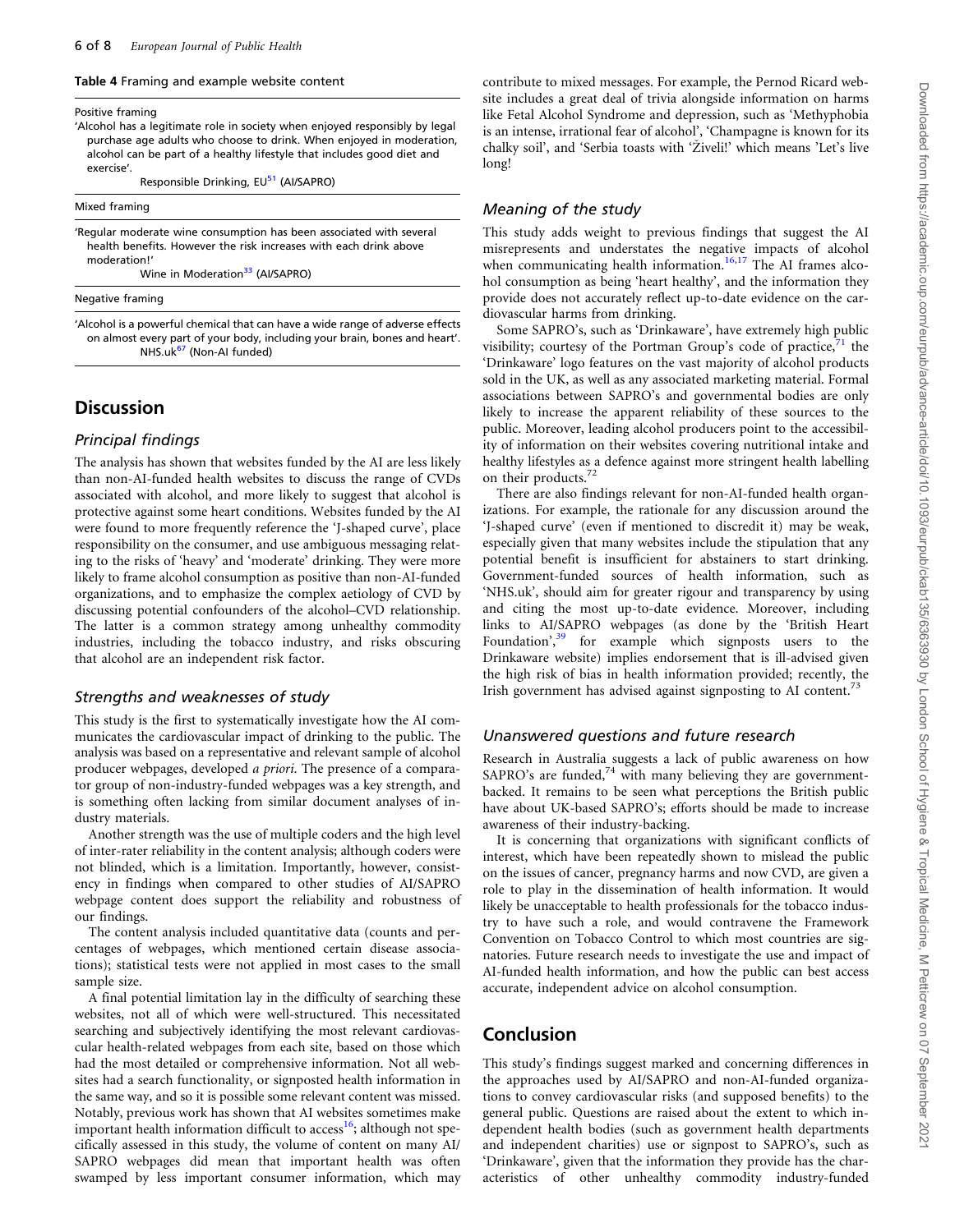**Table 4** Framing and example website content

| |
|---|
| Positive framing |
| 'Alcohol has a legitimate role in society when enjoyed responsibly by legal purchase age adults who choose to drink. When enjoyed in moderation, alcohol can be part of a healthy lifestyle that includes good diet and exercise'. Responsible Drinking, EU[51] (AI/SAPRO) |
| Mixed framing |
| 'Regular moderate wine consumption has been associated with several health benefits. However the risk increases with each drink above moderation!' Wine in Moderation[33] (AI/SAPRO) |
| Negative framing |
| 'Alcohol is a powerful chemical that can have a wide range of adverse effects on almost every part of your body, including your brain, bones and heart'. NHS.uk[67] (Non-AI funded) |

## Discussion

### Principal findings

The analysis has shown that websites funded by the AI are less likely than non-AI-funded health websites to discuss the range of CVDs associated with alcohol, and more likely to suggest that alcohol is protective against some heart conditions. Websites funded by the AI were found to more frequently reference the 'J-shaped curve', place responsibility on the consumer, and use ambiguous messaging relating to the risks of 'heavy' and 'moderate' drinking. They were more likely to frame alcohol consumption as positive than non-AI-funded organizations, and to emphasize the complex aetiology of CVD by discussing potential confounders of the alcohol–CVD relationship. The latter is a common strategy among unhealthy commodity industries, including the tobacco industry, and risks obscuring that alcohol are an independent risk factor.

### Strengths and weaknesses of study

This study is the first to systematically investigate how the AI communicates the cardiovascular impact of drinking to the public. The analysis was based on a representative and relevant sample of alcohol producer webpages, developed *a priori*. The presence of a comparator group of non-industry-funded webpages was a key strength, and is something often lacking from similar document analyses of industry materials.

Another strength was the use of multiple coders and the high level of inter-rater reliability in the content analysis; although coders were not blinded, which is a limitation. Importantly, however, consistency in findings when compared to other studies of AI/SAPRO webpage content does support the reliability and robustness of our findings.

The content analysis included quantitative data (counts and percentages of webpages, which mentioned certain disease associations); statistical tests were not applied in most cases to the small sample size.

A final potential limitation lay in the difficulty of searching these websites, not all of which were well-structured. This necessitated searching and subjectively identifying the most relevant cardiovascular health-related webpages from each site, based on those which had the most detailed or comprehensive information. Not all websites had a search functionality, or signposted health information in the same way, and so it is possible some relevant content was missed. Notably, previous work has shown that AI websites sometimes make important health information difficult to access[16]; although not specifically assessed in this study, the volume of content on many AI/SAPRO webpages did mean that important health was often swamped by less important consumer information, which may contribute to mixed messages. For example, the Pernod Ricard website includes a great deal of trivia alongside information on harms like Fetal Alcohol Syndrome and depression, such as 'Methyphobia is an intense, irrational fear of alcohol', 'Champagne is known for its chalky soil', and 'Serbia toasts with 'Živeli!' which means 'Let's live long!

### Meaning of the study

This study adds weight to previous findings that suggest the AI misrepresents and understates the negative impacts of alcohol when communicating health information.[16,17] The AI frames alcohol consumption as being 'heart healthy', and the information they provide does not accurately reflect up-to-date evidence on the cardiovascular harms from drinking.

Some SAPRO's, such as 'Drinkaware', have extremely high public visibility; courtesy of the Portman Group's code of practice,[71] the 'Drinkaware' logo features on the vast majority of alcohol products sold in the UK, as well as any associated marketing material. Formal associations between SAPRO's and governmental bodies are only likely to increase the apparent reliability of these sources to the public. Moreover, leading alcohol producers point to the accessibility of information on their websites covering nutritional intake and healthy lifestyles as a defence against more stringent health labelling on their products.[72]

There are also findings relevant for non-AI-funded health organizations. For example, the rationale for any discussion around the 'J-shaped curve' (even if mentioned to discredit it) may be weak, especially given that many websites include the stipulation that any potential benefit is insufficient for abstainers to start drinking. Government-funded sources of health information, such as 'NHS.uk', should aim for greater rigour and transparency by using and citing the most up-to-date evidence. Moreover, including links to AI/SAPRO webpages (as done by the 'British Heart Foundation',[39] for example which signposts users to the Drinkaware website) implies endorsement that is ill-advised given the high risk of bias in health information provided; recently, the Irish government has advised against signposting to AI content.[73]

### Unanswered questions and future research

Research in Australia suggests a lack of public awareness on how SAPRO's are funded,[74] with many believing they are government-backed. It remains to be seen what perceptions the British public have about UK-based SAPRO's; efforts should be made to increase awareness of their industry-backing.

It is concerning that organizations with significant conflicts of interest, which have been repeatedly shown to mislead the public on the issues of cancer, pregnancy harms and now CVD, are given a role to play in the dissemination of health information. It would likely be unacceptable to health professionals for the tobacco industry to have such a role, and would contravene the Framework Convention on Tobacco Control to which most countries are signatories. Future research needs to investigate the use and impact of AI-funded health information, and how the public can best access accurate, independent advice on alcohol consumption.

## Conclusion

This study's findings suggest marked and concerning differences in the approaches used by AI/SAPRO and non-AI-funded organizations to convey cardiovascular risks (and supposed benefits) to the general public. Questions are raised about the extent to which independent health bodies (such as government health departments and independent charities) use or signpost to SAPRO's, such as 'Drinkaware', given that the information they provide has the characteristics of other unhealthy commodity industry-funded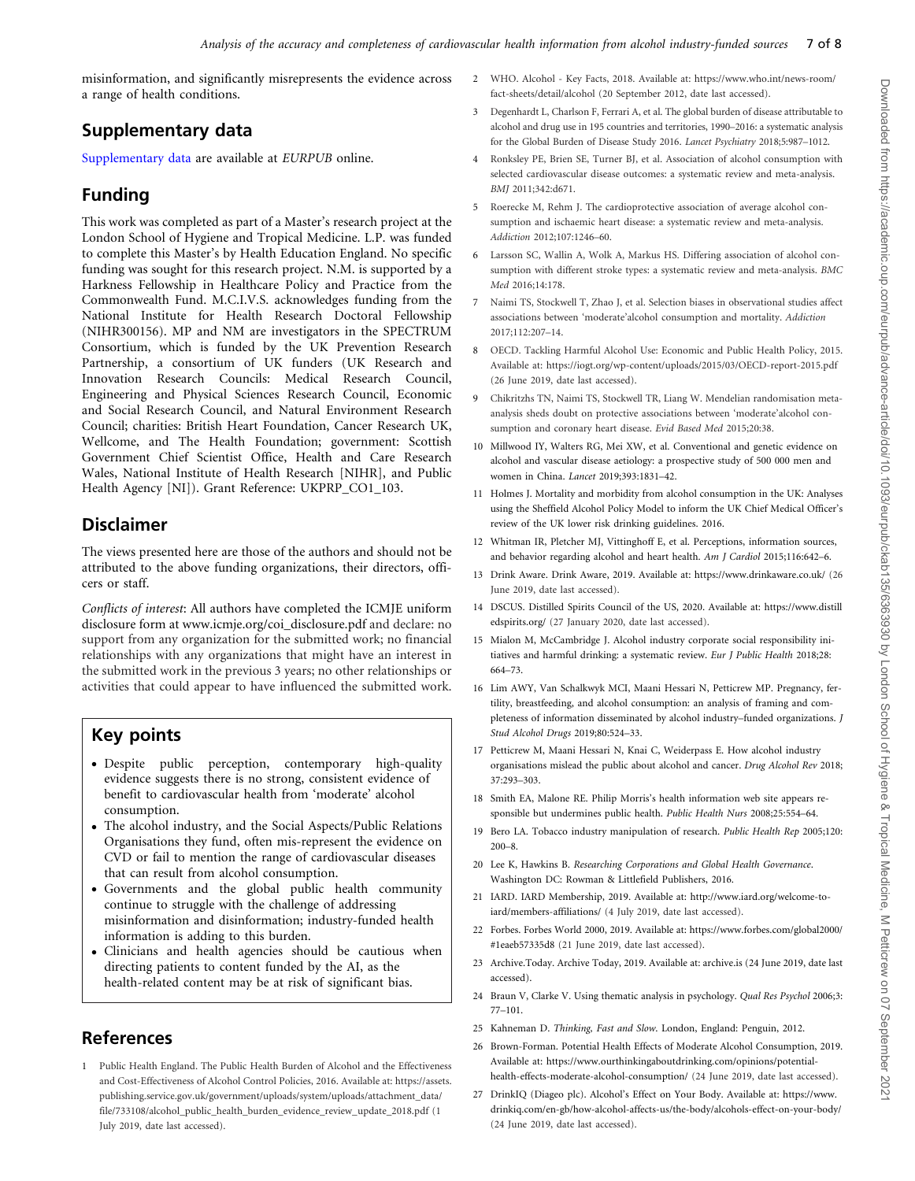misinformation, and significantly misrepresents the evidence across a range of health conditions.

## Supplementary data

Supplementary data are available at *EURPUB* online.

## Funding

This work was completed as part of a Master's research project at the London School of Hygiene and Tropical Medicine. L.P. was funded to complete this Master's by Health Education England. No specific funding was sought for this research project. N.M. is supported by a Harkness Fellowship in Healthcare Policy and Practice from the Commonwealth Fund. M.C.I.V.S. acknowledges funding from the National Institute for Health Research Doctoral Fellowship (NIHR300156). MP and NM are investigators in the SPECTRUM Consortium, which is funded by the UK Prevention Research Partnership, a consortium of UK funders (UK Research and Innovation Research Councils: Medical Research Council, Engineering and Physical Sciences Research Council, Economic and Social Research Council, and Natural Environment Research Council; charities: British Heart Foundation, Cancer Research UK, Wellcome, and The Health Foundation; government: Scottish Government Chief Scientist Office, Health and Care Research Wales, National Institute of Health Research [NIHR], and Public Health Agency [NI]). Grant Reference: UKPRP_CO1_103.

## Disclaimer

The views presented here are those of the authors and should not be attributed to the above funding organizations, their directors, officers or staff.

*Conflicts of interest*: All authors have completed the ICMJE uniform disclosure form at www.icmje.org/coi_disclosure.pdf and declare: no support from any organization for the submitted work; no financial relationships with any organizations that might have an interest in the submitted work in the previous 3 years; no other relationships or activities that could appear to have influenced the submitted work.

## Key points

- Despite public perception, contemporary high-quality evidence suggests there is no strong, consistent evidence of benefit to cardiovascular health from 'moderate' alcohol consumption.
- The alcohol industry, and the Social Aspects/Public Relations Organisations they fund, often mis-represent the evidence on CVD or fail to mention the range of cardiovascular diseases that can result from alcohol consumption.
- Governments and the global public health community continue to struggle with the challenge of addressing misinformation and disinformation; industry-funded health information is adding to this burden.
- Clinicians and health agencies should be cautious when directing patients to content funded by the AI, as the health-related content may be at risk of significant bias.

## References

1. Public Health England. The Public Health Burden of Alcohol and the Effectiveness and Cost-Effectiveness of Alcohol Control Policies, 2016. Available at: https://assets.publishing.service.gov.uk/government/uploads/system/uploads/attachment_data/file/733108/alcohol_public_health_burden_evidence_review_update_2018.pdf (1 July 2019, date last accessed).
2. WHO. Alcohol - Key Facts, 2018. Available at: https://www.who.int/news-room/fact-sheets/detail/alcohol (20 September 2012, date last accessed).
3. Degenhardt L, Charlson F, Ferrari A, et al. The global burden of disease attributable to alcohol and drug use in 195 countries and territories, 1990–2016: a systematic analysis for the Global Burden of Disease Study 2016. *Lancet Psychiatry* 2018;5:987–1012.
4. Ronksley PE, Brien SE, Turner BJ, et al. Association of alcohol consumption with selected cardiovascular disease outcomes: a systematic review and meta-analysis. *BMJ* 2011;342:d671.
5. Roerecke M, Rehm J. The cardioprotective association of average alcohol consumption and ischaemic heart disease: a systematic review and meta-analysis. *Addiction* 2012;107:1246–60.
6. Larsson SC, Wallin A, Wolk A, Markus HS. Differing association of alcohol consumption with different stroke types: a systematic review and meta-analysis. *BMC Med* 2016;14:178.
7. Naimi TS, Stockwell T, Zhao J, et al. Selection biases in observational studies affect associations between 'moderate'alcohol consumption and mortality. *Addiction* 2017;112:207–14.
8. OECD. Tackling Harmful Alcohol Use: Economic and Public Health Policy, 2015. Available at: https://iogt.org/wp-content/uploads/2015/03/OECD-report-2015.pdf (26 June 2019, date last accessed).
9. Chikritzhs TN, Naimi TS, Stockwell TR, Liang W. Mendelian randomisation meta-analysis sheds doubt on protective associations between 'moderate'alcohol consumption and coronary heart disease. *Evid Based Med* 2015;20:38.
10. Millwood IY, Walters RG, Mei XW, et al. Conventional and genetic evidence on alcohol and vascular disease aetiology: a prospective study of 500 000 men and women in China. *Lancet* 2019;393:1831–42.
11. Holmes J. Mortality and morbidity from alcohol consumption in the UK: Analyses using the Sheffield Alcohol Policy Model to inform the UK Chief Medical Officer's review of the UK lower risk drinking guidelines. 2016.
12. Whitman IR, Pletcher MJ, Vittinghoff E, et al. Perceptions, information sources, and behavior regarding alcohol and heart health. *Am J Cardiol* 2015;116:642–6.
13. Drink Aware. Drink Aware, 2019. Available at: https://www.drinkaware.co.uk/ (26 June 2019, date last accessed).
14. DSCUS. Distilled Spirits Council of the US, 2020. Available at: https://www.distilledspirits.org/ (27 January 2020, date last accessed).
15. Mialon M, McCambridge J. Alcohol industry corporate social responsibility initiatives and harmful drinking: a systematic review. *Eur J Public Health* 2018;28: 664–73.
16. Lim AWY, Van Schalkwyk MCI, Maani Hessari N, Petticrew MP. Pregnancy, fertility, breastfeeding, and alcohol consumption: an analysis of framing and completeness of information disseminated by alcohol industry–funded organizations. *J Stud Alcohol Drugs* 2019;80:524–33.
17. Petticrew M, Maani Hessari N, Knai C, Weiderpass E. How alcohol industry organisations mislead the public about alcohol and cancer. *Drug Alcohol Rev* 2018; 37:293–303.
18. Smith EA, Malone RE. Philip Morris's health information web site appears responsible but undermines public health. *Public Health Nurs* 2008;25:554–64.
19. Bero LA. Tobacco industry manipulation of research. *Public Health Rep* 2005;120: 200–8.
20. Lee K, Hawkins B. *Researching Corporations and Global Health Governance*. Washington DC: Rowman & Littlefield Publishers, 2016.
21. IARD. IARD Membership, 2019. Available at: http://www.iard.org/welcome-to-iard/members-affiliations/ (4 July 2019, date last accessed).
22. Forbes. Forbes World 2000, 2019. Available at: https://www.forbes.com/global2000/#1eaeb57335d8 (21 June 2019, date last accessed).
23. Archive.Today. Archive Today, 2019. Available at: archive.is (24 June 2019, date last accessed).
24. Braun V, Clarke V. Using thematic analysis in psychology. *Qual Res Psychol* 2006;3: 77–101.
25. Kahneman D. *Thinking, Fast and Slow*. London, England: Penguin, 2012.
26. Brown-Forman. Potential Health Effects of Moderate Alcohol Consumption, 2019. Available at: https://www.ourthinkingaboutdrinking.com/opinions/potential-health-effects-moderate-alcohol-consumption/ (24 June 2019, date last accessed).
27. DrinkIQ (Diageo plc). Alcohol's Effect on Your Body. Available at: https://www.drinkiq.com/en-gb/how-alcohol-affects-us/the-body/alcohols-effect-on-your-body/ (24 June 2019, date last accessed).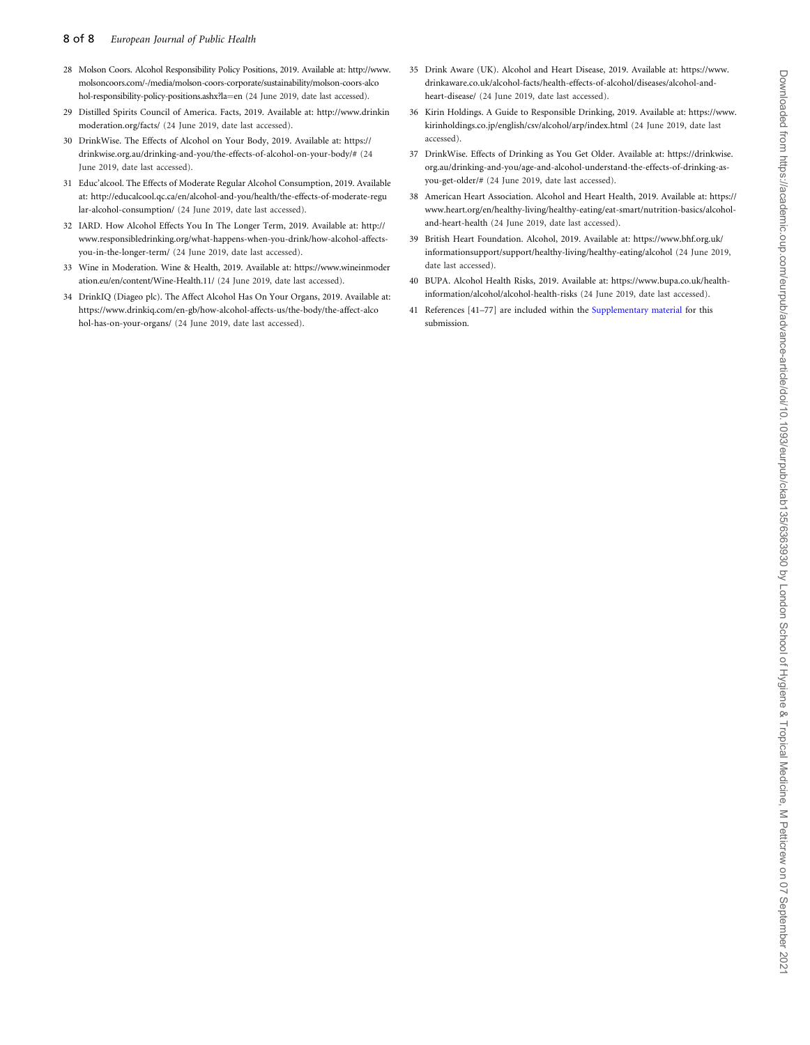28 Molson Coors. Alcohol Responsibility Policy Positions, 2019. Available at: http://www.molsoncoors.com/-/media/molson-coors-corporate/sustainability/molson-coors-alcohol-responsibility-policy-positions.ashx?la=en (24 June 2019, date last accessed).

29 Distilled Spirits Council of America. Facts, 2019. Available at: http://www.drinkinmoderation.org/facts/ (24 June 2019, date last accessed).

30 DrinkWise. The Effects of Alcohol on Your Body, 2019. Available at: https://drinkwise.org.au/drinking-and-you/the-effects-of-alcohol-on-your-body/# (24 June 2019, date last accessed).

31 Educ'alcool. The Effects of Moderate Regular Alcohol Consumption, 2019. Available at: http://educalcool.qc.ca/en/alcohol-and-you/health/the-effects-of-moderate-regular-alcohol-consumption/ (24 June 2019, date last accessed).

32 IARD. How Alcohol Effects You In The Longer Term, 2019. Available at: http://www.responsibledrinking.org/what-happens-when-you-drink/how-alcohol-affects-you-in-the-longer-term/ (24 June 2019, date last accessed).

33 Wine in Moderation. Wine & Health, 2019. Available at: https://www.wineinmoderation.eu/en/content/Wine-Health.11/ (24 June 2019, date last accessed).

34 DrinkIQ (Diageo plc). The Affect Alcohol Has On Your Organs, 2019. Available at: https://www.drinkiq.com/en-gb/how-alcohol-affects-us/the-body/the-affect-alcohol-has-on-your-organs/ (24 June 2019, date last accessed).

35 Drink Aware (UK). Alcohol and Heart Disease, 2019. Available at: https://www.drinkaware.co.uk/alcohol-facts/health-effects-of-alcohol/diseases/alcohol-and-heart-disease/ (24 June 2019, date last accessed).

36 Kirin Holdings. A Guide to Responsible Drinking, 2019. Available at: https://www.kirinholdings.co.jp/english/csv/alcohol/arp/index.html (24 June 2019, date last accessed).

37 DrinkWise. Effects of Drinking as You Get Older. Available at: https://drinkwise.org.au/drinking-and-you/age-and-alcohol-understand-the-effects-of-drinking-as-you-get-older/# (24 June 2019, date last accessed).

38 American Heart Association. Alcohol and Heart Health, 2019. Available at: https://www.heart.org/en/healthy-living/healthy-eating/eat-smart/nutrition-basics/alcohol-and-heart-health (24 June 2019, date last accessed).

39 British Heart Foundation. Alcohol, 2019. Available at: https://www.bhf.org.uk/informationsupport/support/healthy-living/healthy-eating/alcohol (24 June 2019, date last accessed).

40 BUPA. Alcohol Health Risks, 2019. Available at: https://www.bupa.co.uk/health-information/alcohol/alcohol-health-risks (24 June 2019, date last accessed).

41 References [41–77] are included within the Supplementary material for this submission.